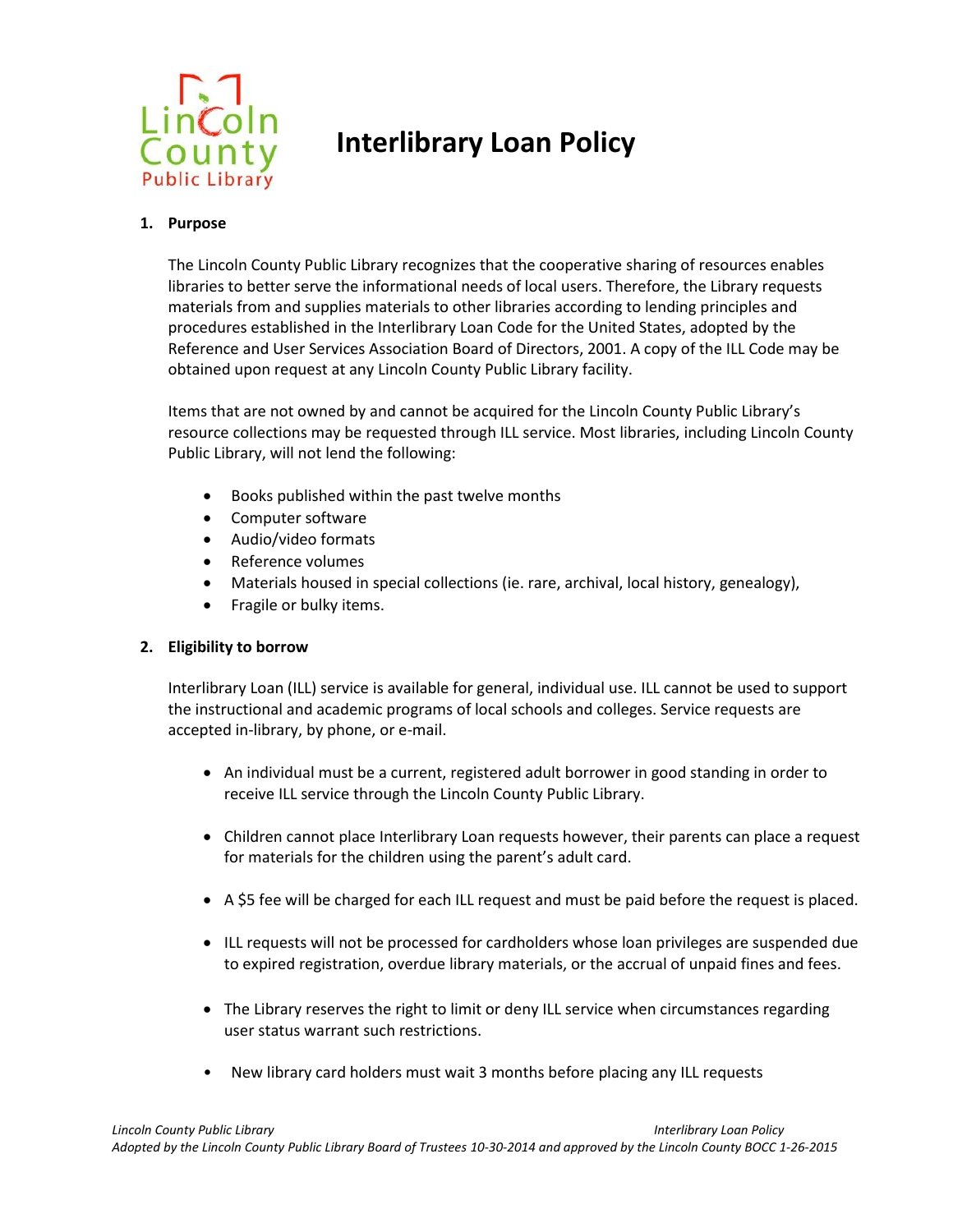# Interlibrary Loan Policy

## 1. Purpose

The Lincoln County Public Library recognizes that the cooperative sharing of resources enables libraries to better serve the informational needs of local users. Therefore, the Library requests materials from and supplies materials to other libraries according to lending principles and procedures established in the Interlibrary Loan Code for the United States, adopted by the Reference and User Services Association Board of Directors, 2001. A copy of the ILL Code may be obtained upon request at any Lincoln County Public Library facility.

Items that are not owned by and cannot be acquired for the Lincoln County Public Library's resource collections may be requested through ILL service. Most libraries, including Lincoln County Public Library, will not lend the following:

- Books published within the past twelve months
- Computer software
- Audio/video formats
- Reference volumes
- Materials housed in special collections (ie. rare, archival, local history, genealogy),
- Fragile or bulky items.

## 2. Eligibility to borrow

Interlibrary Loan (ILL) service is available for general, individual use. ILL cannot be used to support the instructional and academic programs of local schools and colleges. Service requests are accepted in-library, by phone, or e-mail.

- An individual must be a current, registered adult borrower in good standing in order to receive ILL service through the Lincoln County Public Library.
- Children cannot place Interlibrary Loan requests however, their parents can place a request for materials for the children using the parent's adult card.
- A $5 fee will be charged for each ILL request and must be paid before the request is placed.
- ILL requests will not be processed for cardholders whose loan privileges are suspended due to expired registration, overdue library materials, or the accrual of unpaid fines and fees.
- The Library reserves the right to limit or deny ILL service when circumstances regarding user status warrant such restrictions.
- New library card holders must wait 3 months before placing any ILL requests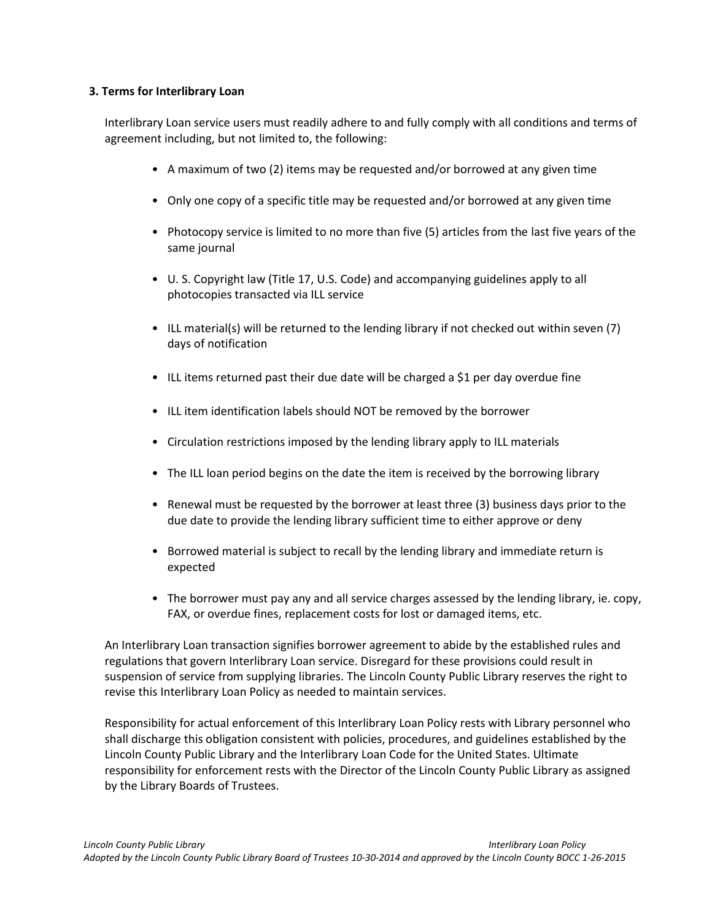### 3. Terms for Interlibrary Loan

Interlibrary Loan service users must readily adhere to and fully comply with all conditions and terms of agreement including, but not limited to, the following:

- A maximum of two (2) items may be requested and/or borrowed at any given time
- Only one copy of a specific title may be requested and/or borrowed at any given time
- Photocopy service is limited to no more than five (5) articles from the last five years of the same journal
- U. S. Copyright law (Title 17, U.S. Code) and accompanying guidelines apply to all photocopies transacted via ILL service
- ILL material(s) will be returned to the lending library if not checked out within seven (7) days of notification
- ILL items returned past their due date will be charged a $1 per day overdue fine
- ILL item identification labels should NOT be removed by the borrower
- Circulation restrictions imposed by the lending library apply to ILL materials
- The ILL loan period begins on the date the item is received by the borrowing library
- Renewal must be requested by the borrower at least three (3) business days prior to the due date to provide the lending library sufficient time to either approve or deny
- Borrowed material is subject to recall by the lending library and immediate return is expected
- The borrower must pay any and all service charges assessed by the lending library, ie. copy, FAX, or overdue fines, replacement costs for lost or damaged items, etc.

An Interlibrary Loan transaction signifies borrower agreement to abide by the established rules and regulations that govern Interlibrary Loan service. Disregard for these provisions could result in suspension of service from supplying libraries. The Lincoln County Public Library reserves the right to revise this Interlibrary Loan Policy as needed to maintain services.

Responsibility for actual enforcement of this Interlibrary Loan Policy rests with Library personnel who shall discharge this obligation consistent with policies, procedures, and guidelines established by the Lincoln County Public Library and the Interlibrary Loan Code for the United States. Ultimate responsibility for enforcement rests with the Director of the Lincoln County Public Library as assigned by the Library Boards of Trustees.

*Adopted by the Lincoln County Public Library Board of Trustees 10-30-2014 and approved by the Lincoln County BOCC 1-26-2015*